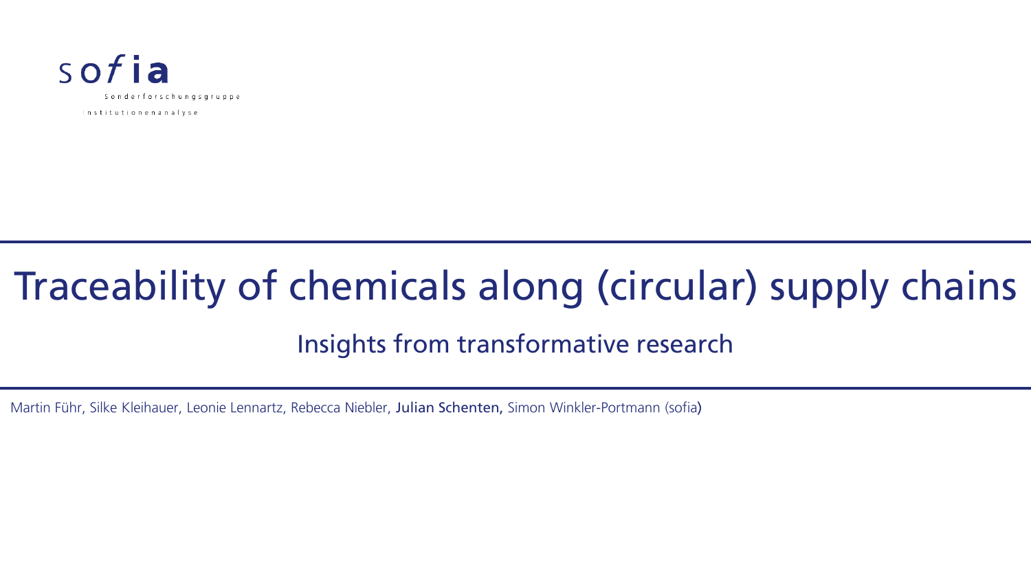sofia

Sonderforschungsgruppe Institutionenanalyse

# Traceability of chemicals along (circular) supply chains

## Insights from transformative research

Martin Führ, Silke Kleihauer, Leonie Lennartz, Rebecca Niebler, **Julian Schenten,** Simon Winkler-Portmann (sofia)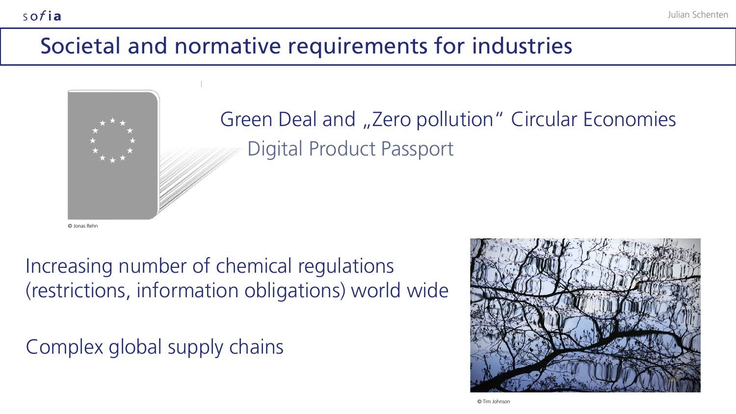# Societal and normative requirements for industries

© Jonas Rehn

Green Deal and „Zero pollution" Circular Economies

Digital Product Passport

Increasing number of chemical regulations (restrictions, information obligations) world wide

Complex global supply chains

© Tim Johnson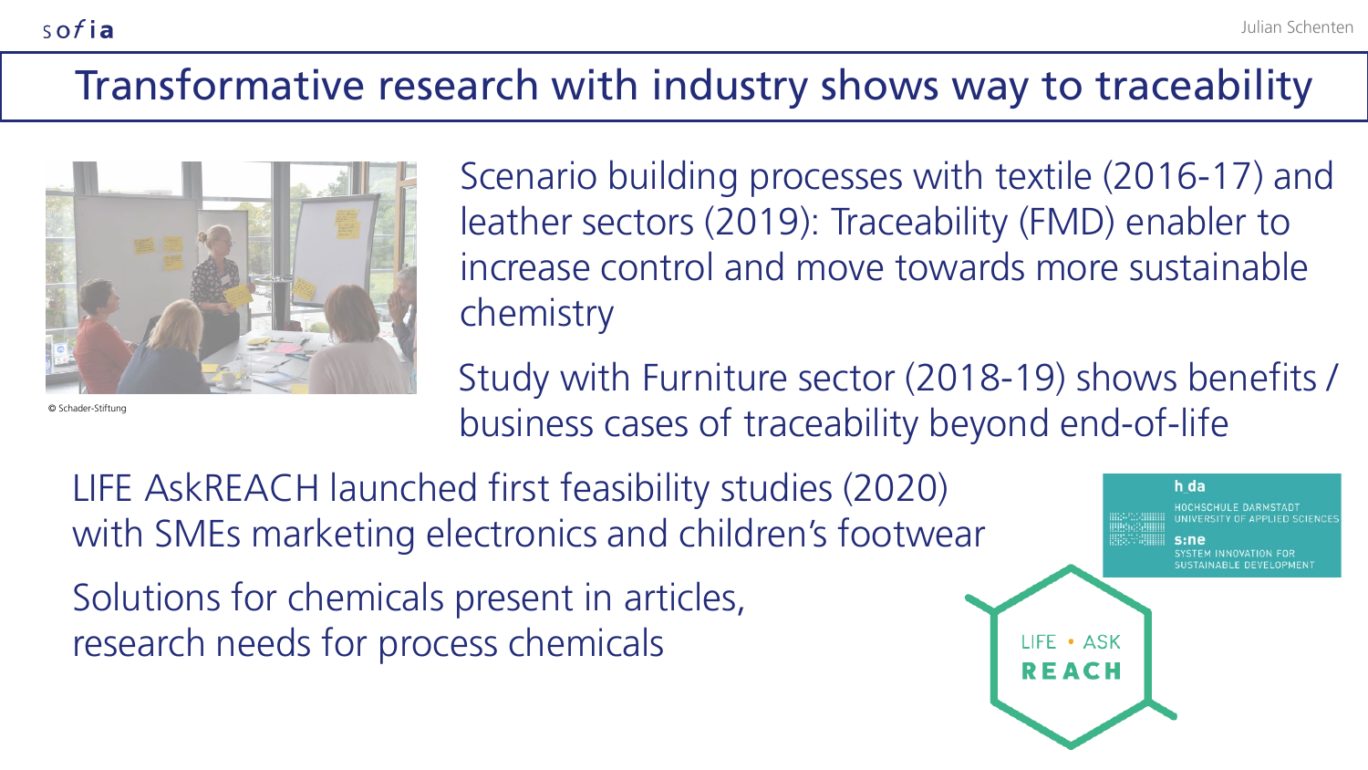# Transformative research with industry shows way to traceability

© Schader-Stiftung

Scenario building processes with textile (2016-17) and leather sectors (2019): Traceability (FMD) enabler to increase control and move towards more sustainable chemistry

Study with Furniture sector (2018-19) shows benefits / business cases of traceability beyond end-of-life

LIFE AskREACH launched first feasibility studies (2020) with SMEs marketing electronics and children's footwear

Solutions for chemicals present in articles, research needs for process chemicals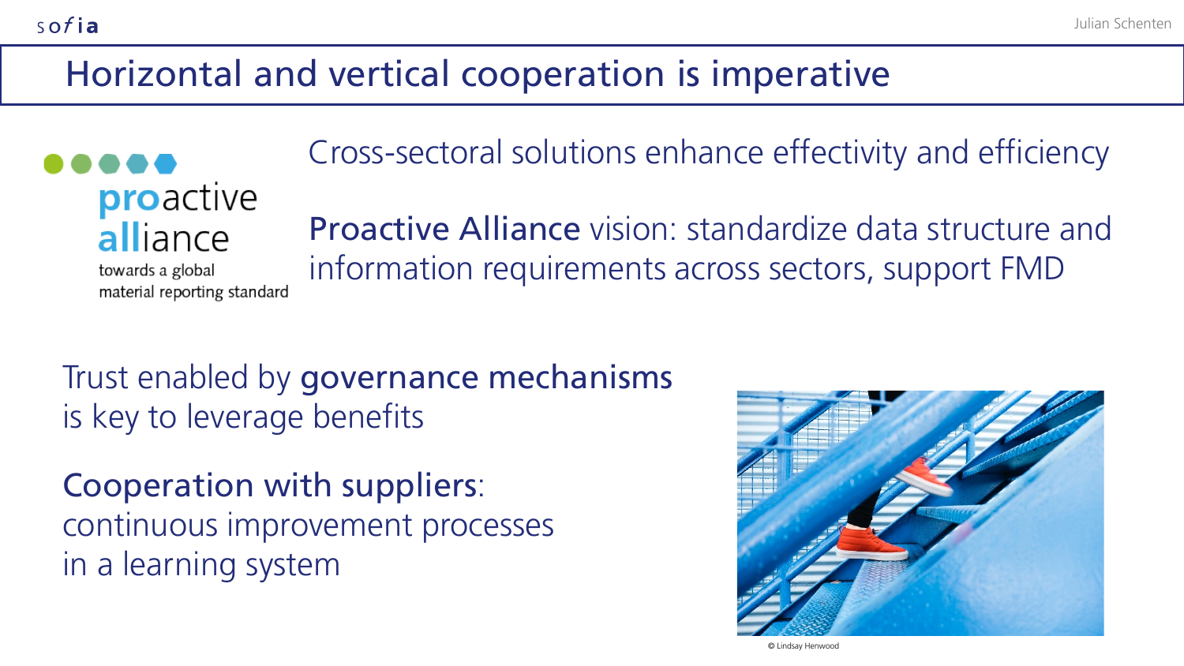# Horizontal and vertical cooperation is imperative

proactive alliance
towards a global material reporting standard

Cross-sectoral solutions enhance effectivity and efficiency

**Proactive Alliance** vision: standardize data structure and information requirements across sectors, support FMD

Trust enabled by **governance mechanisms** is key to leverage benefits

**Cooperation with suppliers**: continuous improvement processes in a learning system

© Lindsay Henwood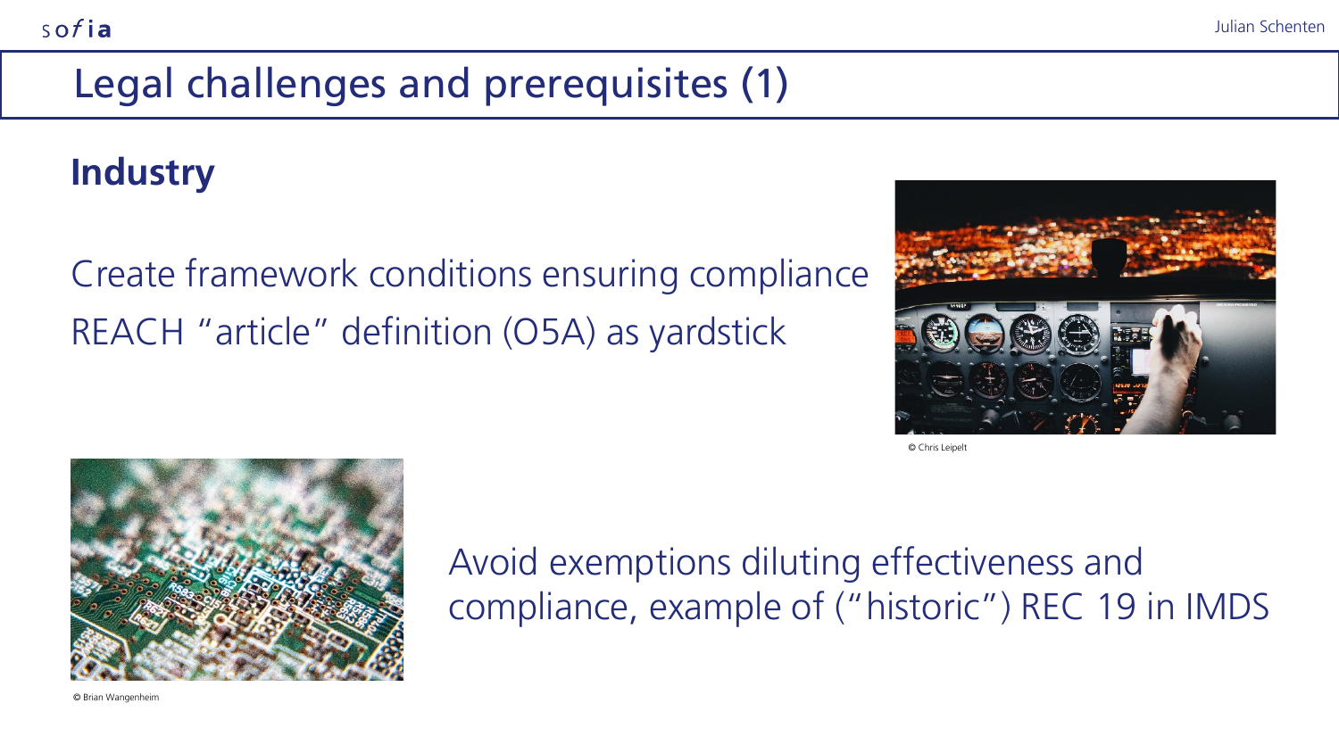# Legal challenges and prerequisites (1)

## Industry

Create framework conditions ensuring compliance

REACH “article” definition (O5A) as yardstick

© Chris Leipelt

Avoid exemptions diluting effectiveness and compliance, example of (“historic”) REC 19 in IMDS

© Brian Wangenheim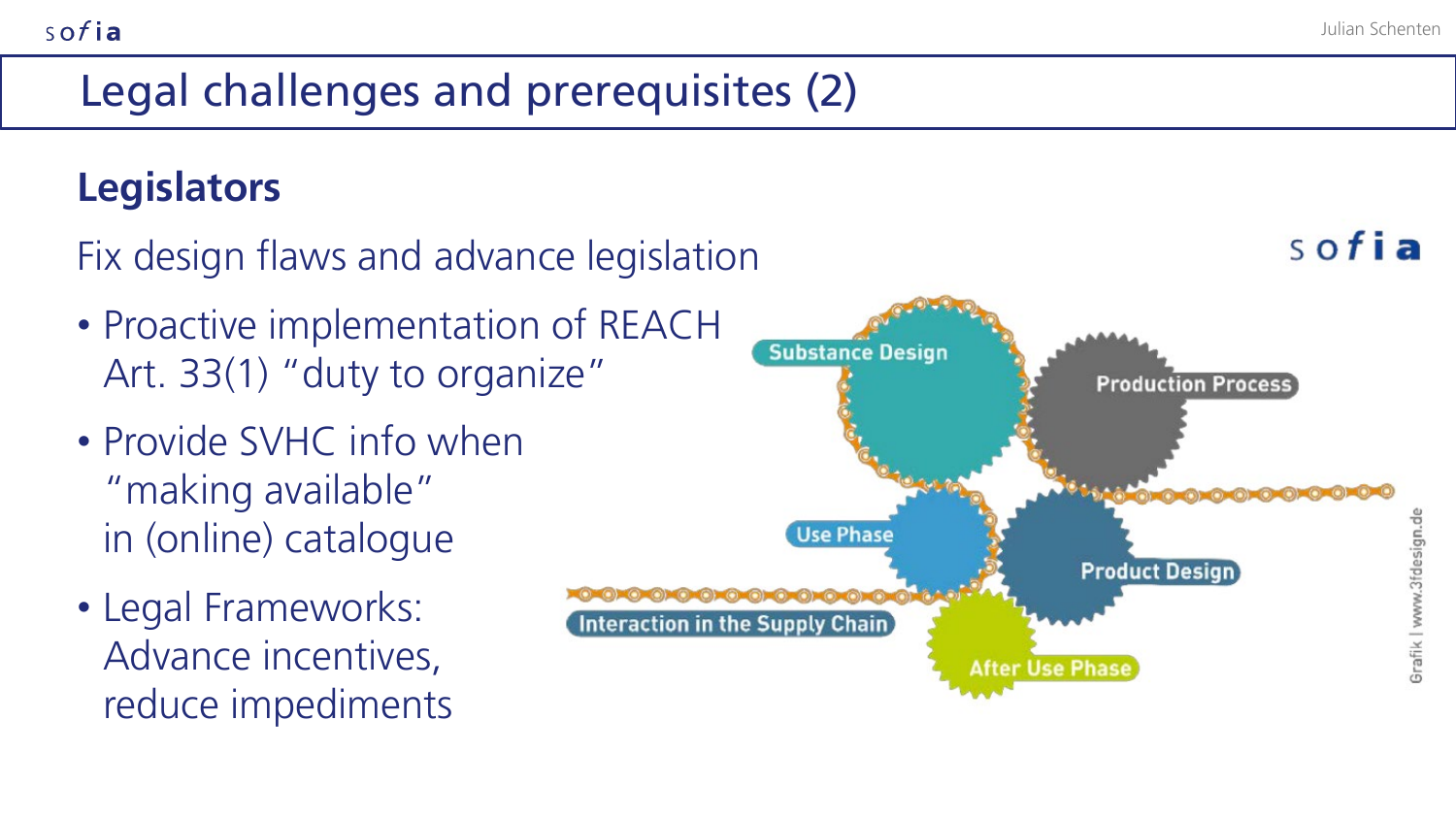# Legal challenges and prerequisites (2)

## Legislators

Fix design flaws and advance legislation

- Proactive implementation of REACH Art. 33(1) "duty to organize"
- Provide SVHC info when "making available" in (online) catalogue
- Legal Frameworks: Advance incentives, reduce impediments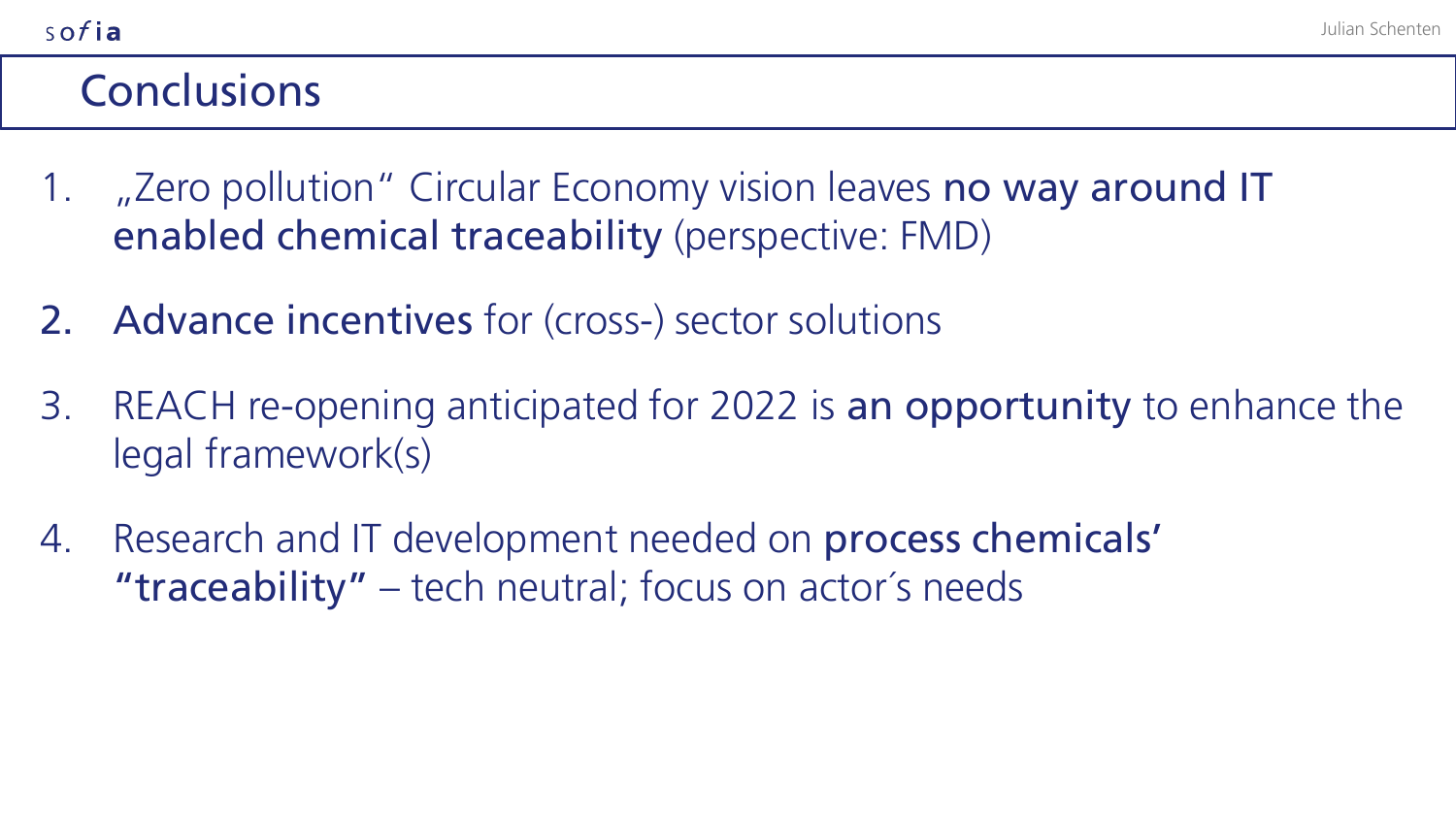## Conclusions

1. „Zero pollution" Circular Economy vision leaves **no way around IT enabled chemical traceability** (perspective: FMD)

2. **Advance incentives** for (cross-) sector solutions

3. REACH re-opening anticipated for 2022 is **an opportunity** to enhance the legal framework(s)

4. Research and IT development needed on **process chemicals' "traceability"** – tech neutral; focus on actor´s needs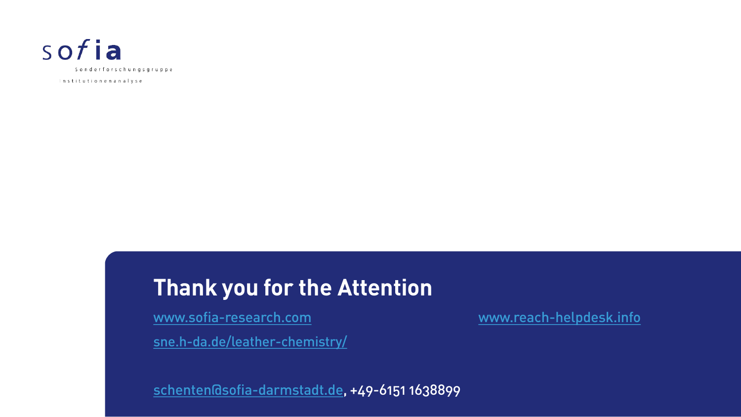sofia

Sonderforschungsgruppe

Institutionenanalyse

# Thank you for the Attention

www.sofia-research.com

sne.h-da.de/leather-chemistry/

www.reach-helpdesk.info

schenten@sofia-darmstadt.de, +49-6151 1638899